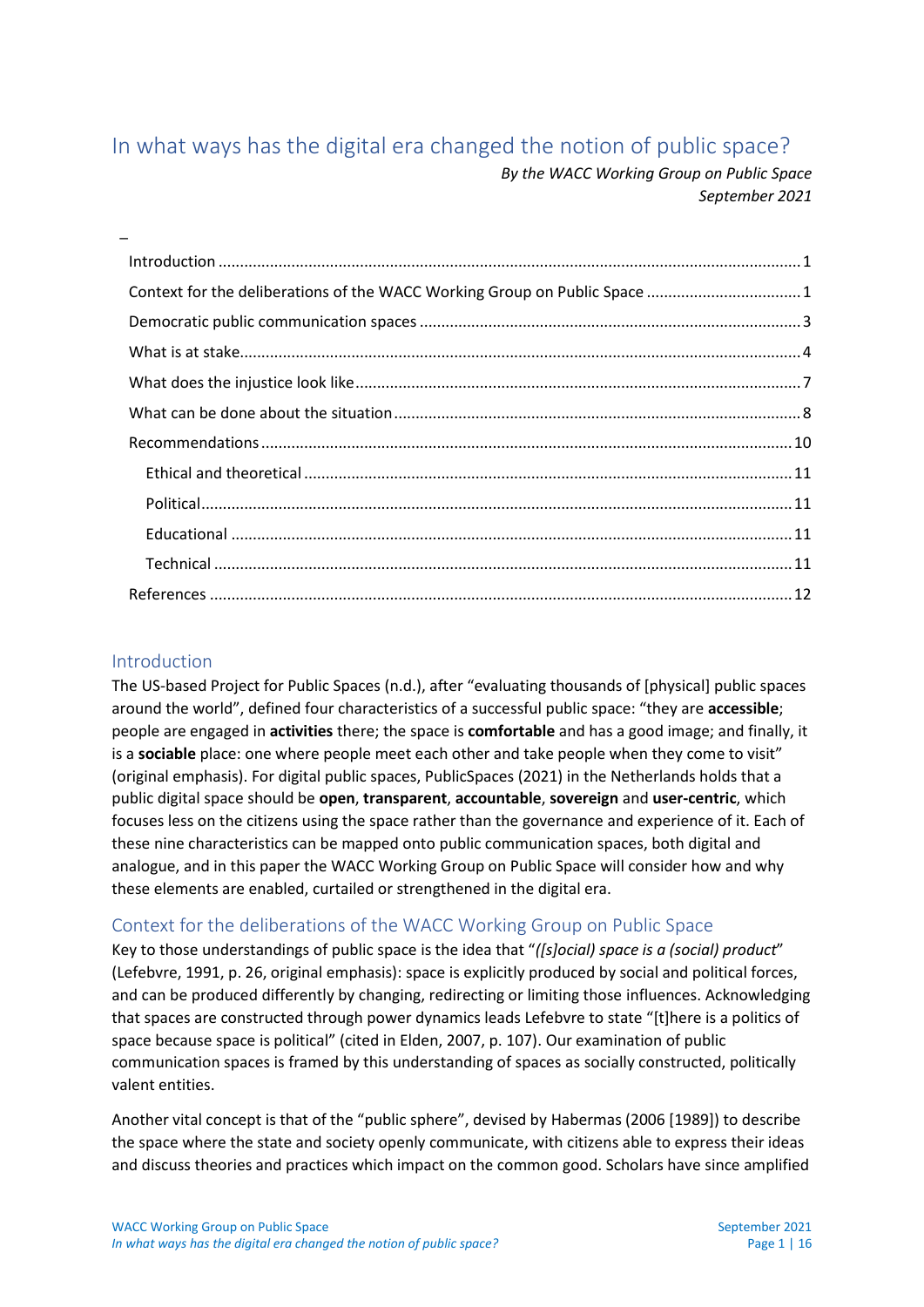# In what ways has the digital era changed the notion of public space?

*By the WACC Working Group on Public Space*
*September 2021*

–

- Introduction ..... 1
- Context for the deliberations of the WACC Working Group on Public Space ..... 1
- Democratic public communication spaces ..... 3
- What is at stake ..... 4
- What does the injustice look like ..... 7
- What can be done about the situation ..... 8
- Recommendations ..... 10
  - Ethical and theoretical ..... 11
  - Political ..... 11
  - Educational ..... 11
  - Technical ..... 11
- References ..... 12

## Introduction

The US-based Project for Public Spaces (n.d.), after "evaluating thousands of [physical] public spaces around the world", defined four characteristics of a successful public space: "they are **accessible**; people are engaged in **activities** there; the space is **comfortable** and has a good image; and finally, it is a **sociable** place: one where people meet each other and take people when they come to visit" (original emphasis). For digital public spaces, PublicSpaces (2021) in the Netherlands holds that a public digital space should be **open**, **transparent**, **accountable**, **sovereign** and **user-centric**, which focuses less on the citizens using the space rather than the governance and experience of it. Each of these nine characteristics can be mapped onto public communication spaces, both digital and analogue, and in this paper the WACC Working Group on Public Space will consider how and why these elements are enabled, curtailed or strengthened in the digital era.

## Context for the deliberations of the WACC Working Group on Public Space

Key to those understandings of public space is the idea that "*([s]ocial) space is a (social) product*" (Lefebvre, 1991, p. 26, original emphasis): space is explicitly produced by social and political forces, and can be produced differently by changing, redirecting or limiting those influences. Acknowledging that spaces are constructed through power dynamics leads Lefebvre to state "[t]here is a politics of space because space is political" (cited in Elden, 2007, p. 107). Our examination of public communication spaces is framed by this understanding of spaces as socially constructed, politically valent entities.

Another vital concept is that of the "public sphere", devised by Habermas (2006 [1989]) to describe the space where the state and society openly communicate, with citizens able to express their ideas and discuss theories and practices which impact on the common good. Scholars have since amplified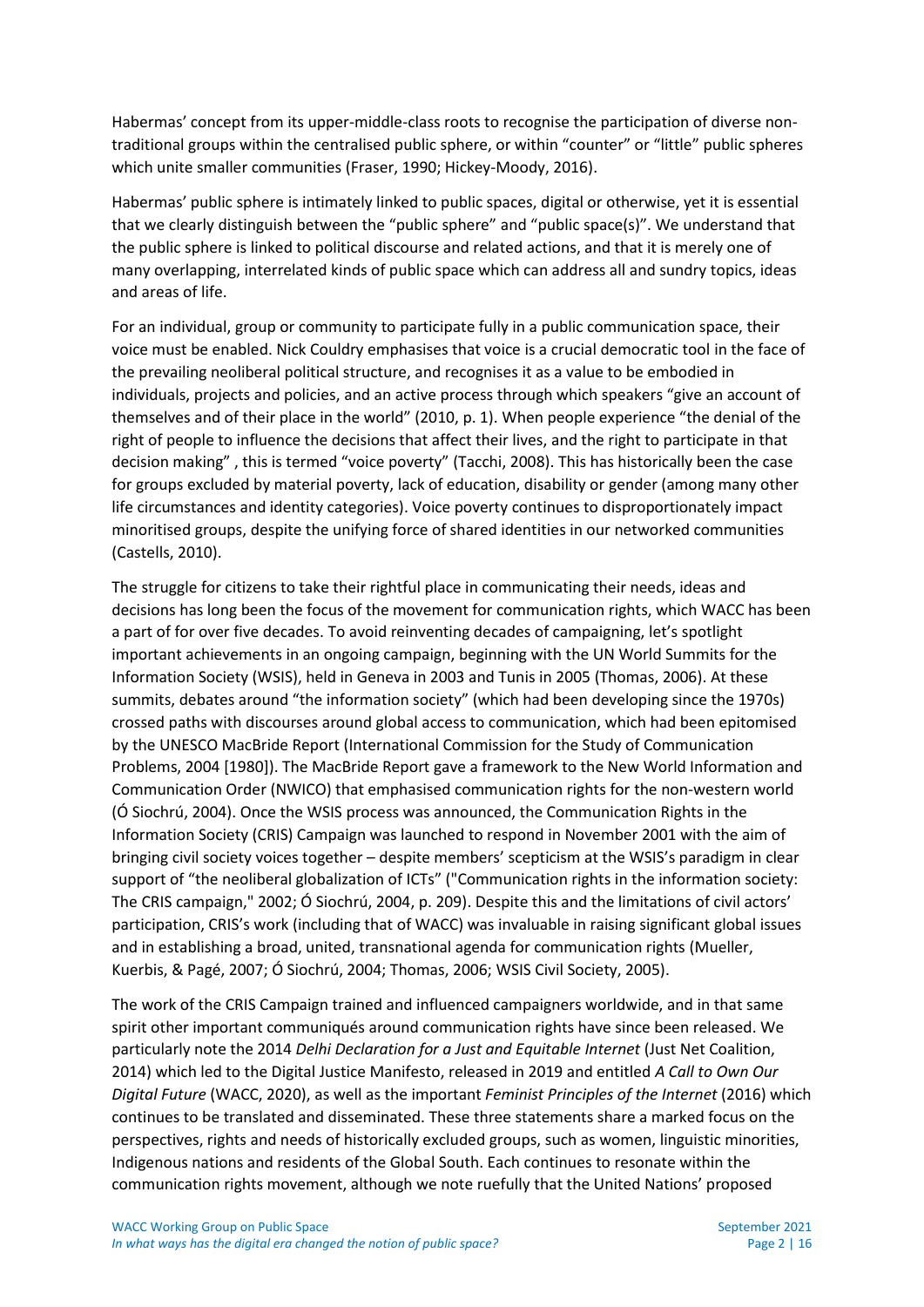Habermas' concept from its upper-middle-class roots to recognise the participation of diverse non-traditional groups within the centralised public sphere, or within "counter" or "little" public spheres which unite smaller communities (Fraser, 1990; Hickey-Moody, 2016).

Habermas' public sphere is intimately linked to public spaces, digital or otherwise, yet it is essential that we clearly distinguish between the "public sphere" and "public space(s)". We understand that the public sphere is linked to political discourse and related actions, and that it is merely one of many overlapping, interrelated kinds of public space which can address all and sundry topics, ideas and areas of life.

For an individual, group or community to participate fully in a public communication space, their voice must be enabled. Nick Couldry emphasises that voice is a crucial democratic tool in the face of the prevailing neoliberal political structure, and recognises it as a value to be embodied in individuals, projects and policies, and an active process through which speakers "give an account of themselves and of their place in the world" (2010, p. 1). When people experience "the denial of the right of people to influence the decisions that affect their lives, and the right to participate in that decision making" , this is termed "voice poverty" (Tacchi, 2008). This has historically been the case for groups excluded by material poverty, lack of education, disability or gender (among many other life circumstances and identity categories). Voice poverty continues to disproportionately impact minoritised groups, despite the unifying force of shared identities in our networked communities (Castells, 2010).

The struggle for citizens to take their rightful place in communicating their needs, ideas and decisions has long been the focus of the movement for communication rights, which WACC has been a part of for over five decades. To avoid reinventing decades of campaigning, let's spotlight important achievements in an ongoing campaign, beginning with the UN World Summits for the Information Society (WSIS), held in Geneva in 2003 and Tunis in 2005 (Thomas, 2006). At these summits, debates around "the information society" (which had been developing since the 1970s) crossed paths with discourses around global access to communication, which had been epitomised by the UNESCO MacBride Report (International Commission for the Study of Communication Problems, 2004 [1980]). The MacBride Report gave a framework to the New World Information and Communication Order (NWICO) that emphasised communication rights for the non-western world (Ó Siochrú, 2004). Once the WSIS process was announced, the Communication Rights in the Information Society (CRIS) Campaign was launched to respond in November 2001 with the aim of bringing civil society voices together – despite members' scepticism at the WSIS's paradigm in clear support of "the neoliberal globalization of ICTs" ("Communication rights in the information society: The CRIS campaign," 2002; Ó Siochrú, 2004, p. 209). Despite this and the limitations of civil actors' participation, CRIS's work (including that of WACC) was invaluable in raising significant global issues and in establishing a broad, united, transnational agenda for communication rights (Mueller, Kuerbis, & Pagé, 2007; Ó Siochrú, 2004; Thomas, 2006; WSIS Civil Society, 2005).

The work of the CRIS Campaign trained and influenced campaigners worldwide, and in that same spirit other important communiqués around communication rights have since been released. We particularly note the 2014 *Delhi Declaration for a Just and Equitable Internet* (Just Net Coalition, 2014) which led to the Digital Justice Manifesto, released in 2019 and entitled *A Call to Own Our Digital Future* (WACC, 2020), as well as the important *Feminist Principles of the Internet* (2016) which continues to be translated and disseminated. These three statements share a marked focus on the perspectives, rights and needs of historically excluded groups, such as women, linguistic minorities, Indigenous nations and residents of the Global South. Each continues to resonate within the communication rights movement, although we note ruefully that the United Nations' proposed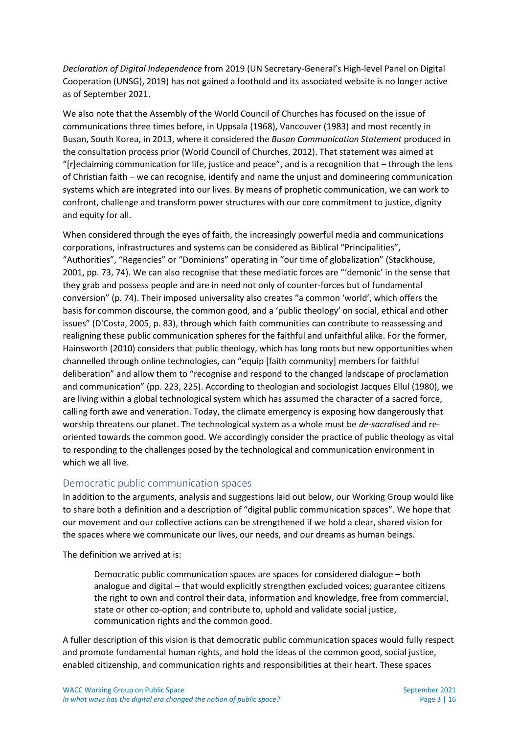*Declaration of Digital Independence* from 2019 (UN Secretary-General's High-level Panel on Digital Cooperation (UNSG), 2019) has not gained a foothold and its associated website is no longer active as of September 2021.

We also note that the Assembly of the World Council of Churches has focused on the issue of communications three times before, in Uppsala (1968), Vancouver (1983) and most recently in Busan, South Korea, in 2013, where it considered the *Busan Communication Statement* produced in the consultation process prior (World Council of Churches, 2012). That statement was aimed at "[r]eclaiming communication for life, justice and peace", and is a recognition that – through the lens of Christian faith – we can recognise, identify and name the unjust and domineering communication systems which are integrated into our lives. By means of prophetic communication, we can work to confront, challenge and transform power structures with our core commitment to justice, dignity and equity for all.

When considered through the eyes of faith, the increasingly powerful media and communications corporations, infrastructures and systems can be considered as Biblical "Principalities", "Authorities", "Regencies" or "Dominions" operating in "our time of globalization" (Stackhouse, 2001, pp. 73, 74). We can also recognise that these mediatic forces are "'demonic' in the sense that they grab and possess people and are in need not only of counter-forces but of fundamental conversion" (p. 74). Their imposed universality also creates "a common 'world', which offers the basis for common discourse, the common good, and a 'public theology' on social, ethical and other issues" (D'Costa, 2005, p. 83), through which faith communities can contribute to reassessing and realigning these public communication spheres for the faithful and unfaithful alike. For the former, Hainsworth (2010) considers that public theology, which has long roots but new opportunities when channelled through online technologies, can "equip [faith community] members for faithful deliberation" and allow them to "recognise and respond to the changed landscape of proclamation and communication" (pp. 223, 225). According to theologian and sociologist Jacques Ellul (1980), we are living within a global technological system which has assumed the character of a sacred force, calling forth awe and veneration. Today, the climate emergency is exposing how dangerously that worship threatens our planet. The technological system as a whole must be *de-sacralised* and re-oriented towards the common good. We accordingly consider the practice of public theology as vital to responding to the challenges posed by the technological and communication environment in which we all live.

## Democratic public communication spaces

In addition to the arguments, analysis and suggestions laid out below, our Working Group would like to share both a definition and a description of "digital public communication spaces". We hope that our movement and our collective actions can be strengthened if we hold a clear, shared vision for the spaces where we communicate our lives, our needs, and our dreams as human beings.

The definition we arrived at is:

> Democratic public communication spaces are spaces for considered dialogue – both analogue and digital – that would explicitly strengthen excluded voices; guarantee citizens the right to own and control their data, information and knowledge, free from commercial, state or other co-option; and contribute to, uphold and validate social justice, communication rights and the common good.

A fuller description of this vision is that democratic public communication spaces would fully respect and promote fundamental human rights, and hold the ideas of the common good, social justice, enabled citizenship, and communication rights and responsibilities at their heart. These spaces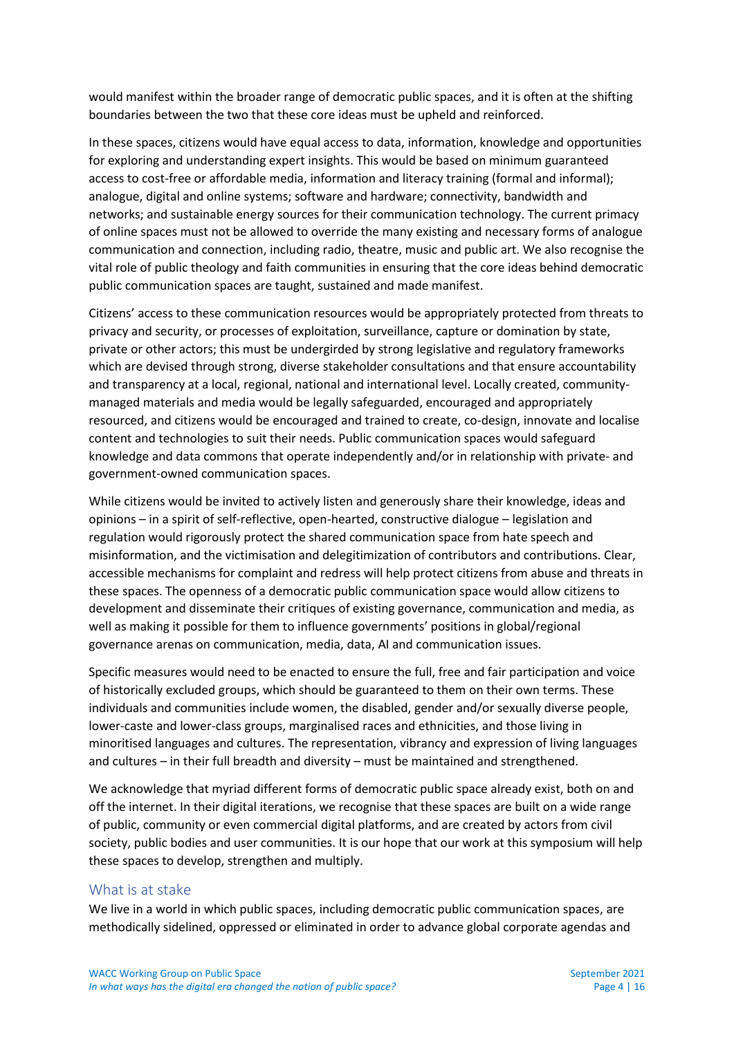would manifest within the broader range of democratic public spaces, and it is often at the shifting boundaries between the two that these core ideas must be upheld and reinforced.

In these spaces, citizens would have equal access to data, information, knowledge and opportunities for exploring and understanding expert insights. This would be based on minimum guaranteed access to cost-free or affordable media, information and literacy training (formal and informal); analogue, digital and online systems; software and hardware; connectivity, bandwidth and networks; and sustainable energy sources for their communication technology. The current primacy of online spaces must not be allowed to override the many existing and necessary forms of analogue communication and connection, including radio, theatre, music and public art. We also recognise the vital role of public theology and faith communities in ensuring that the core ideas behind democratic public communication spaces are taught, sustained and made manifest.

Citizens' access to these communication resources would be appropriately protected from threats to privacy and security, or processes of exploitation, surveillance, capture or domination by state, private or other actors; this must be undergirded by strong legislative and regulatory frameworks which are devised through strong, diverse stakeholder consultations and that ensure accountability and transparency at a local, regional, national and international level. Locally created, community-managed materials and media would be legally safeguarded, encouraged and appropriately resourced, and citizens would be encouraged and trained to create, co-design, innovate and localise content and technologies to suit their needs. Public communication spaces would safeguard knowledge and data commons that operate independently and/or in relationship with private- and government-owned communication spaces.

While citizens would be invited to actively listen and generously share their knowledge, ideas and opinions – in a spirit of self-reflective, open-hearted, constructive dialogue – legislation and regulation would rigorously protect the shared communication space from hate speech and misinformation, and the victimisation and delegitimization of contributors and contributions. Clear, accessible mechanisms for complaint and redress will help protect citizens from abuse and threats in these spaces. The openness of a democratic public communication space would allow citizens to development and disseminate their critiques of existing governance, communication and media, as well as making it possible for them to influence governments' positions in global/regional governance arenas on communication, media, data, AI and communication issues.

Specific measures would need to be enacted to ensure the full, free and fair participation and voice of historically excluded groups, which should be guaranteed to them on their own terms. These individuals and communities include women, the disabled, gender and/or sexually diverse people, lower-caste and lower-class groups, marginalised races and ethnicities, and those living in minoritised languages and cultures. The representation, vibrancy and expression of living languages and cultures – in their full breadth and diversity – must be maintained and strengthened.

We acknowledge that myriad different forms of democratic public space already exist, both on and off the internet. In their digital iterations, we recognise that these spaces are built on a wide range of public, community or even commercial digital platforms, and are created by actors from civil society, public bodies and user communities. It is our hope that our work at this symposium will help these spaces to develop, strengthen and multiply.

## What is at stake

We live in a world in which public spaces, including democratic public communication spaces, are methodically sidelined, oppressed or eliminated in order to advance global corporate agendas and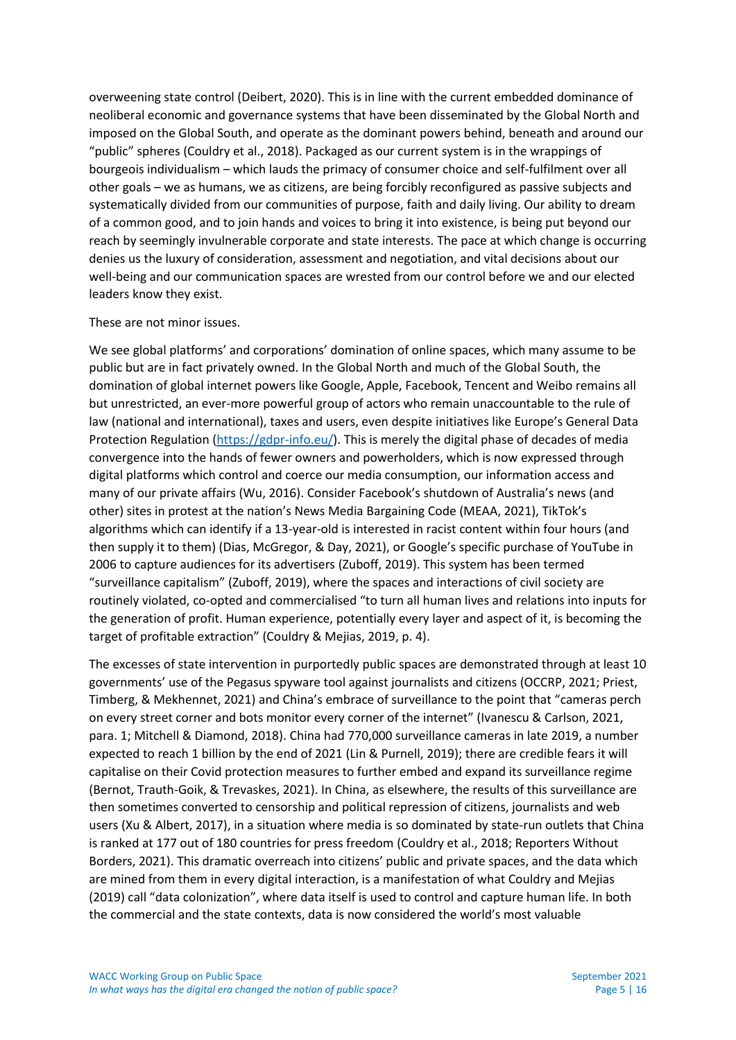overweening state control (Deibert, 2020). This is in line with the current embedded dominance of neoliberal economic and governance systems that have been disseminated by the Global North and imposed on the Global South, and operate as the dominant powers behind, beneath and around our "public" spheres (Couldry et al., 2018). Packaged as our current system is in the wrappings of bourgeois individualism – which lauds the primacy of consumer choice and self-fulfilment over all other goals – we as humans, we as citizens, are being forcibly reconfigured as passive subjects and systematically divided from our communities of purpose, faith and daily living. Our ability to dream of a common good, and to join hands and voices to bring it into existence, is being put beyond our reach by seemingly invulnerable corporate and state interests. The pace at which change is occurring denies us the luxury of consideration, assessment and negotiation, and vital decisions about our well-being and our communication spaces are wrested from our control before we and our elected leaders know they exist.

These are not minor issues.

We see global platforms' and corporations' domination of online spaces, which many assume to be public but are in fact privately owned. In the Global North and much of the Global South, the domination of global internet powers like Google, Apple, Facebook, Tencent and Weibo remains all but unrestricted, an ever-more powerful group of actors who remain unaccountable to the rule of law (national and international), taxes and users, even despite initiatives like Europe's General Data Protection Regulation (https://gdpr-info.eu/). This is merely the digital phase of decades of media convergence into the hands of fewer owners and powerholders, which is now expressed through digital platforms which control and coerce our media consumption, our information access and many of our private affairs (Wu, 2016). Consider Facebook's shutdown of Australia's news (and other) sites in protest at the nation's News Media Bargaining Code (MEAA, 2021), TikTok's algorithms which can identify if a 13-year-old is interested in racist content within four hours (and then supply it to them) (Dias, McGregor, & Day, 2021), or Google's specific purchase of YouTube in 2006 to capture audiences for its advertisers (Zuboff, 2019). This system has been termed "surveillance capitalism" (Zuboff, 2019), where the spaces and interactions of civil society are routinely violated, co-opted and commercialised "to turn all human lives and relations into inputs for the generation of profit. Human experience, potentially every layer and aspect of it, is becoming the target of profitable extraction" (Couldry & Mejias, 2019, p. 4).

The excesses of state intervention in purportedly public spaces are demonstrated through at least 10 governments' use of the Pegasus spyware tool against journalists and citizens (OCCRP, 2021; Priest, Timberg, & Mekhennet, 2021) and China's embrace of surveillance to the point that "cameras perch on every street corner and bots monitor every corner of the internet" (Ivanescu & Carlson, 2021, para. 1; Mitchell & Diamond, 2018). China had 770,000 surveillance cameras in late 2019, a number expected to reach 1 billion by the end of 2021 (Lin & Purnell, 2019); there are credible fears it will capitalise on their Covid protection measures to further embed and expand its surveillance regime (Bernot, Trauth-Goik, & Trevaskes, 2021). In China, as elsewhere, the results of this surveillance are then sometimes converted to censorship and political repression of citizens, journalists and web users (Xu & Albert, 2017), in a situation where media is so dominated by state-run outlets that China is ranked at 177 out of 180 countries for press freedom (Couldry et al., 2018; Reporters Without Borders, 2021). This dramatic overreach into citizens' public and private spaces, and the data which are mined from them in every digital interaction, is a manifestation of what Couldry and Mejias (2019) call "data colonization", where data itself is used to control and capture human life. In both the commercial and the state contexts, data is now considered the world's most valuable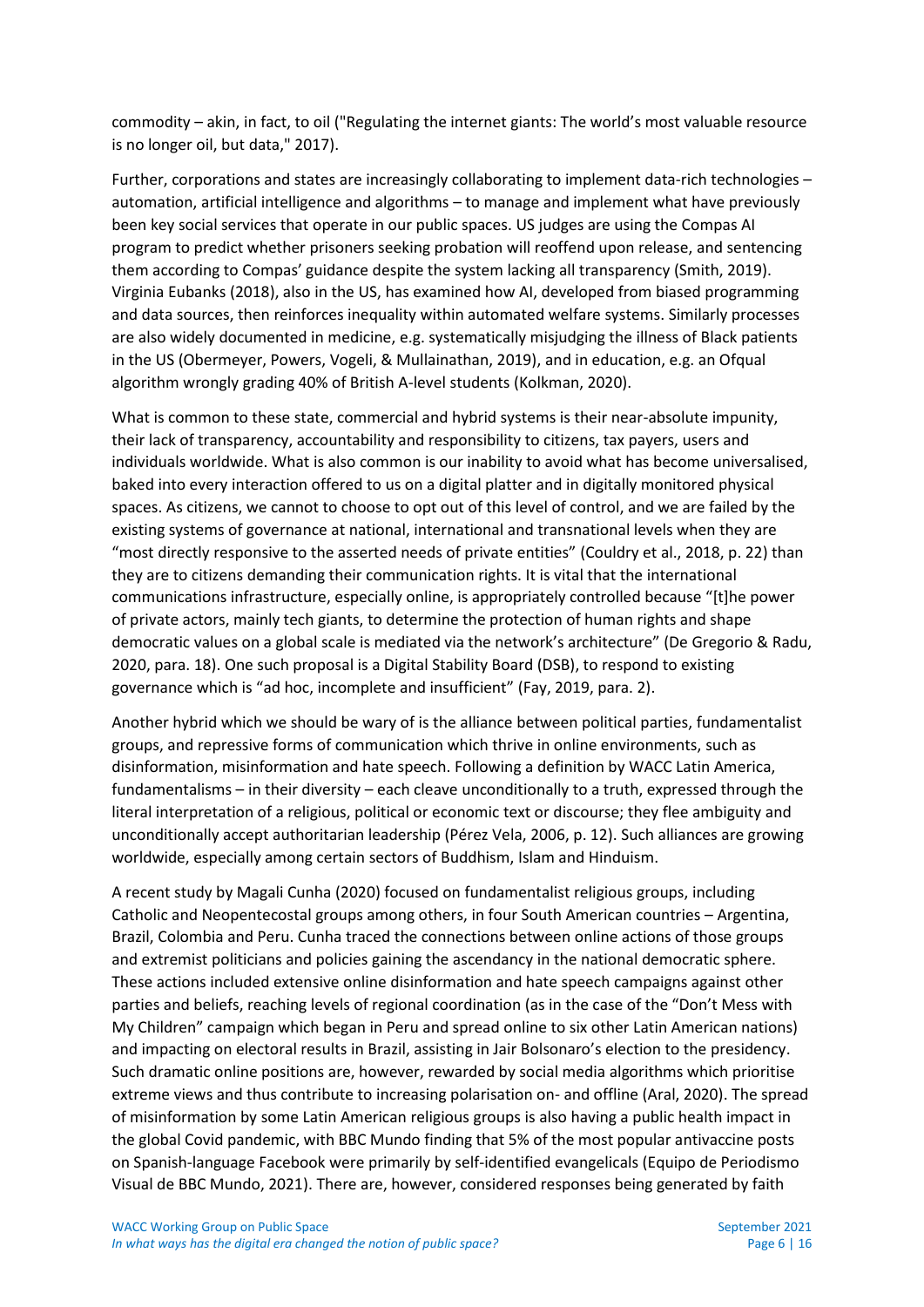commodity – akin, in fact, to oil ("Regulating the internet giants: The world's most valuable resource is no longer oil, but data," 2017).

Further, corporations and states are increasingly collaborating to implement data-rich technologies – automation, artificial intelligence and algorithms – to manage and implement what have previously been key social services that operate in our public spaces. US judges are using the Compas AI program to predict whether prisoners seeking probation will reoffend upon release, and sentencing them according to Compas' guidance despite the system lacking all transparency (Smith, 2019). Virginia Eubanks (2018), also in the US, has examined how AI, developed from biased programming and data sources, then reinforces inequality within automated welfare systems. Similarly processes are also widely documented in medicine, e.g. systematically misjudging the illness of Black patients in the US (Obermeyer, Powers, Vogeli, & Mullainathan, 2019), and in education, e.g. an Ofqual algorithm wrongly grading 40% of British A-level students (Kolkman, 2020).

What is common to these state, commercial and hybrid systems is their near-absolute impunity, their lack of transparency, accountability and responsibility to citizens, tax payers, users and individuals worldwide. What is also common is our inability to avoid what has become universalised, baked into every interaction offered to us on a digital platter and in digitally monitored physical spaces. As citizens, we cannot to choose to opt out of this level of control, and we are failed by the existing systems of governance at national, international and transnational levels when they are "most directly responsive to the asserted needs of private entities" (Couldry et al., 2018, p. 22) than they are to citizens demanding their communication rights. It is vital that the international communications infrastructure, especially online, is appropriately controlled because "[t]he power of private actors, mainly tech giants, to determine the protection of human rights and shape democratic values on a global scale is mediated via the network's architecture" (De Gregorio & Radu, 2020, para. 18). One such proposal is a Digital Stability Board (DSB), to respond to existing governance which is "ad hoc, incomplete and insufficient" (Fay, 2019, para. 2).

Another hybrid which we should be wary of is the alliance between political parties, fundamentalist groups, and repressive forms of communication which thrive in online environments, such as disinformation, misinformation and hate speech. Following a definition by WACC Latin America, fundamentalisms – in their diversity – each cleave unconditionally to a truth, expressed through the literal interpretation of a religious, political or economic text or discourse; they flee ambiguity and unconditionally accept authoritarian leadership (Pérez Vela, 2006, p. 12). Such alliances are growing worldwide, especially among certain sectors of Buddhism, Islam and Hinduism.

A recent study by Magali Cunha (2020) focused on fundamentalist religious groups, including Catholic and Neopentecostal groups among others, in four South American countries – Argentina, Brazil, Colombia and Peru. Cunha traced the connections between online actions of those groups and extremist politicians and policies gaining the ascendancy in the national democratic sphere. These actions included extensive online disinformation and hate speech campaigns against other parties and beliefs, reaching levels of regional coordination (as in the case of the "Don't Mess with My Children" campaign which began in Peru and spread online to six other Latin American nations) and impacting on electoral results in Brazil, assisting in Jair Bolsonaro's election to the presidency. Such dramatic online positions are, however, rewarded by social media algorithms which prioritise extreme views and thus contribute to increasing polarisation on- and offline (Aral, 2020). The spread of misinformation by some Latin American religious groups is also having a public health impact in the global Covid pandemic, with BBC Mundo finding that 5% of the most popular antivaccine posts on Spanish-language Facebook were primarily by self-identified evangelicals (Equipo de Periodismo Visual de BBC Mundo, 2021). There are, however, considered responses being generated by faith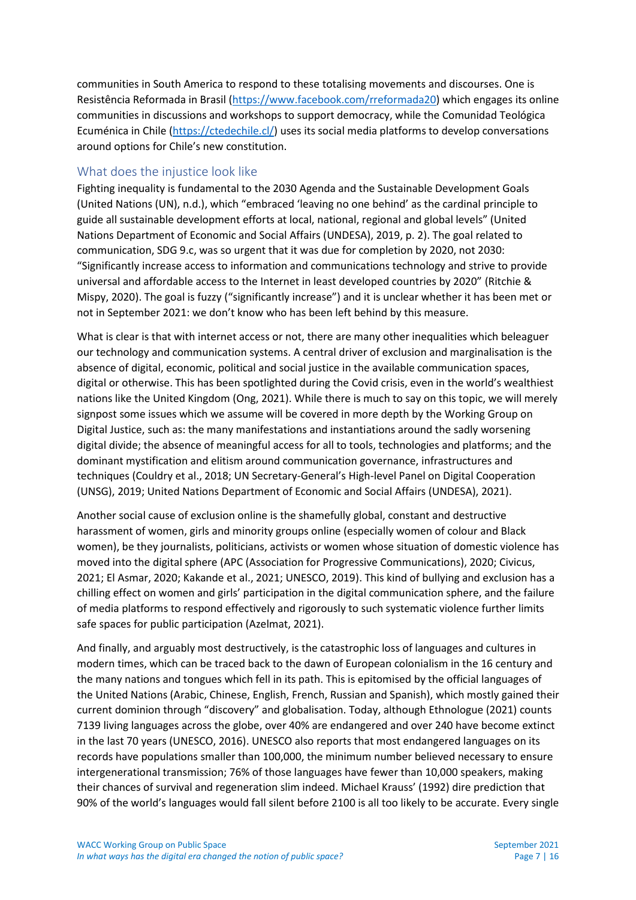communities in South America to respond to these totalising movements and discourses. One is Resistência Reformada in Brasil (https://www.facebook.com/rreformada20) which engages its online communities in discussions and workshops to support democracy, while the Comunidad Teológica Ecuménica in Chile (https://ctedechile.cl/) uses its social media platforms to develop conversations around options for Chile's new constitution.

## What does the injustice look like

Fighting inequality is fundamental to the 2030 Agenda and the Sustainable Development Goals (United Nations (UN), n.d.), which "embraced 'leaving no one behind' as the cardinal principle to guide all sustainable development efforts at local, national, regional and global levels" (United Nations Department of Economic and Social Affairs (UNDESA), 2019, p. 2). The goal related to communication, SDG 9.c, was so urgent that it was due for completion by 2020, not 2030: "Significantly increase access to information and communications technology and strive to provide universal and affordable access to the Internet in least developed countries by 2020" (Ritchie & Mispy, 2020). The goal is fuzzy ("significantly increase") and it is unclear whether it has been met or not in September 2021: we don't know who has been left behind by this measure.

What is clear is that with internet access or not, there are many other inequalities which beleaguer our technology and communication systems. A central driver of exclusion and marginalisation is the absence of digital, economic, political and social justice in the available communication spaces, digital or otherwise. This has been spotlighted during the Covid crisis, even in the world's wealthiest nations like the United Kingdom (Ong, 2021). While there is much to say on this topic, we will merely signpost some issues which we assume will be covered in more depth by the Working Group on Digital Justice, such as: the many manifestations and instantiations around the sadly worsening digital divide; the absence of meaningful access for all to tools, technologies and platforms; and the dominant mystification and elitism around communication governance, infrastructures and techniques (Couldry et al., 2018; UN Secretary-General's High-level Panel on Digital Cooperation (UNSG), 2019; United Nations Department of Economic and Social Affairs (UNDESA), 2021).

Another social cause of exclusion online is the shamefully global, constant and destructive harassment of women, girls and minority groups online (especially women of colour and Black women), be they journalists, politicians, activists or women whose situation of domestic violence has moved into the digital sphere (APC (Association for Progressive Communications), 2020; Civicus, 2021; El Asmar, 2020; Kakande et al., 2021; UNESCO, 2019). This kind of bullying and exclusion has a chilling effect on women and girls' participation in the digital communication sphere, and the failure of media platforms to respond effectively and rigorously to such systematic violence further limits safe spaces for public participation (Azelmat, 2021).

And finally, and arguably most destructively, is the catastrophic loss of languages and cultures in modern times, which can be traced back to the dawn of European colonialism in the 16 century and the many nations and tongues which fell in its path. This is epitomised by the official languages of the United Nations (Arabic, Chinese, English, French, Russian and Spanish), which mostly gained their current dominion through "discovery" and globalisation. Today, although Ethnologue (2021) counts 7139 living languages across the globe, over 40% are endangered and over 240 have become extinct in the last 70 years (UNESCO, 2016). UNESCO also reports that most endangered languages on its records have populations smaller than 100,000, the minimum number believed necessary to ensure intergenerational transmission; 76% of those languages have fewer than 10,000 speakers, making their chances of survival and regeneration slim indeed. Michael Krauss' (1992) dire prediction that 90% of the world's languages would fall silent before 2100 is all too likely to be accurate. Every single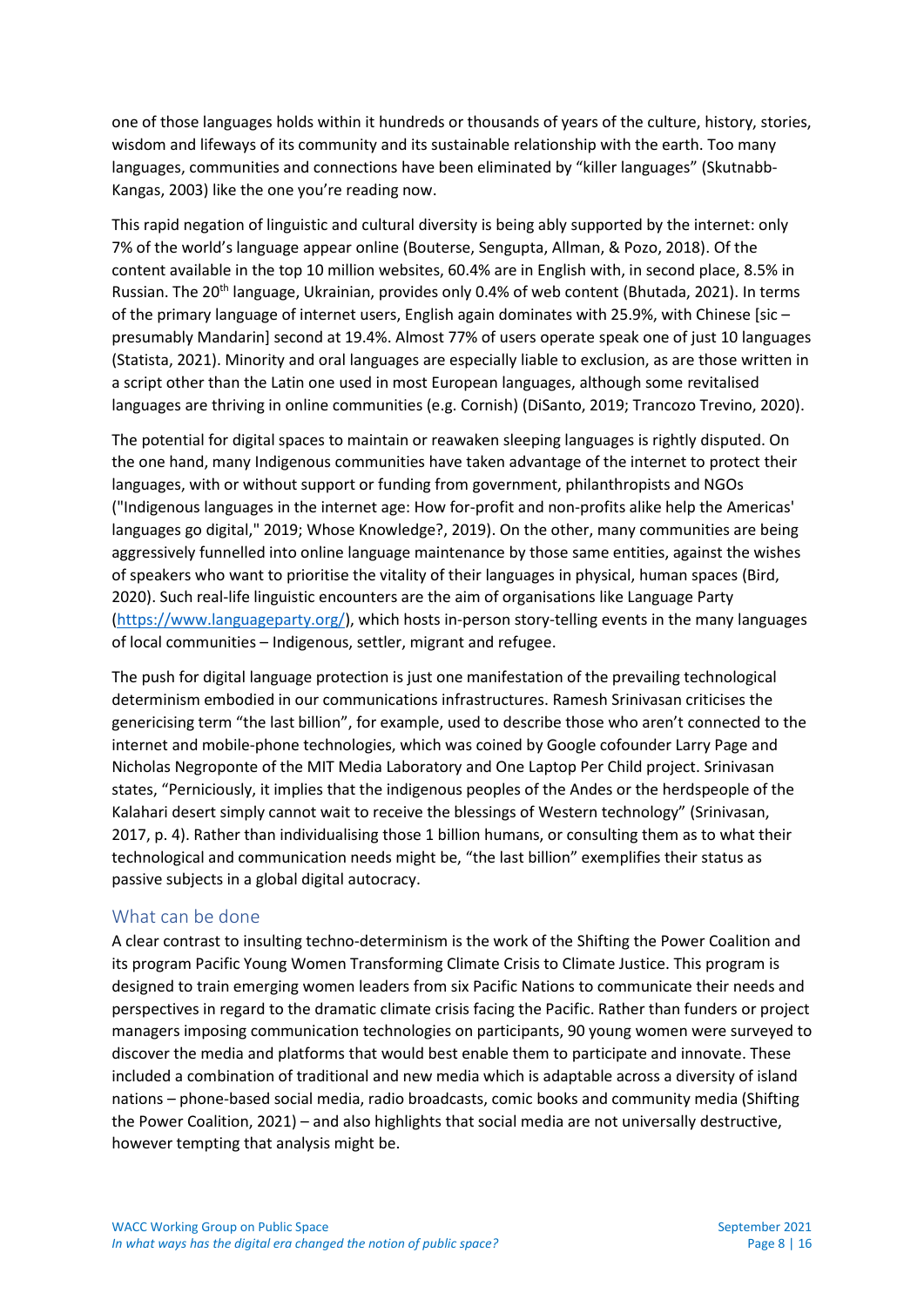one of those languages holds within it hundreds or thousands of years of the culture, history, stories, wisdom and lifeways of its community and its sustainable relationship with the earth. Too many languages, communities and connections have been eliminated by "killer languages" (Skutnabb-Kangas, 2003) like the one you're reading now.

This rapid negation of linguistic and cultural diversity is being ably supported by the internet: only 7% of the world's language appear online (Bouterse, Sengupta, Allman, & Pozo, 2018). Of the content available in the top 10 million websites, 60.4% are in English with, in second place, 8.5% in Russian. The 20th language, Ukrainian, provides only 0.4% of web content (Bhutada, 2021). In terms of the primary language of internet users, English again dominates with 25.9%, with Chinese [sic – presumably Mandarin] second at 19.4%. Almost 77% of users operate speak one of just 10 languages (Statista, 2021). Minority and oral languages are especially liable to exclusion, as are those written in a script other than the Latin one used in most European languages, although some revitalised languages are thriving in online communities (e.g. Cornish) (DiSanto, 2019; Trancozo Trevino, 2020).

The potential for digital spaces to maintain or reawaken sleeping languages is rightly disputed. On the one hand, many Indigenous communities have taken advantage of the internet to protect their languages, with or without support or funding from government, philanthropists and NGOs ("Indigenous languages in the internet age: How for-profit and non-profits alike help the Americas' languages go digital," 2019; Whose Knowledge?, 2019). On the other, many communities are being aggressively funnelled into online language maintenance by those same entities, against the wishes of speakers who want to prioritise the vitality of their languages in physical, human spaces (Bird, 2020). Such real-life linguistic encounters are the aim of organisations like Language Party (https://www.languageparty.org/), which hosts in-person story-telling events in the many languages of local communities – Indigenous, settler, migrant and refugee.

The push for digital language protection is just one manifestation of the prevailing technological determinism embodied in our communications infrastructures. Ramesh Srinivasan criticises the genericising term "the last billion", for example, used to describe those who aren't connected to the internet and mobile-phone technologies, which was coined by Google cofounder Larry Page and Nicholas Negroponte of the MIT Media Laboratory and One Laptop Per Child project. Srinivasan states, "Perniciously, it implies that the indigenous peoples of the Andes or the herdspeople of the Kalahari desert simply cannot wait to receive the blessings of Western technology" (Srinivasan, 2017, p. 4). Rather than individualising those 1 billion humans, or consulting them as to what their technological and communication needs might be, "the last billion" exemplifies their status as passive subjects in a global digital autocracy.

## What can be done

A clear contrast to insulting techno-determinism is the work of the Shifting the Power Coalition and its program Pacific Young Women Transforming Climate Crisis to Climate Justice. This program is designed to train emerging women leaders from six Pacific Nations to communicate their needs and perspectives in regard to the dramatic climate crisis facing the Pacific. Rather than funders or project managers imposing communication technologies on participants, 90 young women were surveyed to discover the media and platforms that would best enable them to participate and innovate. These included a combination of traditional and new media which is adaptable across a diversity of island nations – phone-based social media, radio broadcasts, comic books and community media (Shifting the Power Coalition, 2021) – and also highlights that social media are not universally destructive, however tempting that analysis might be.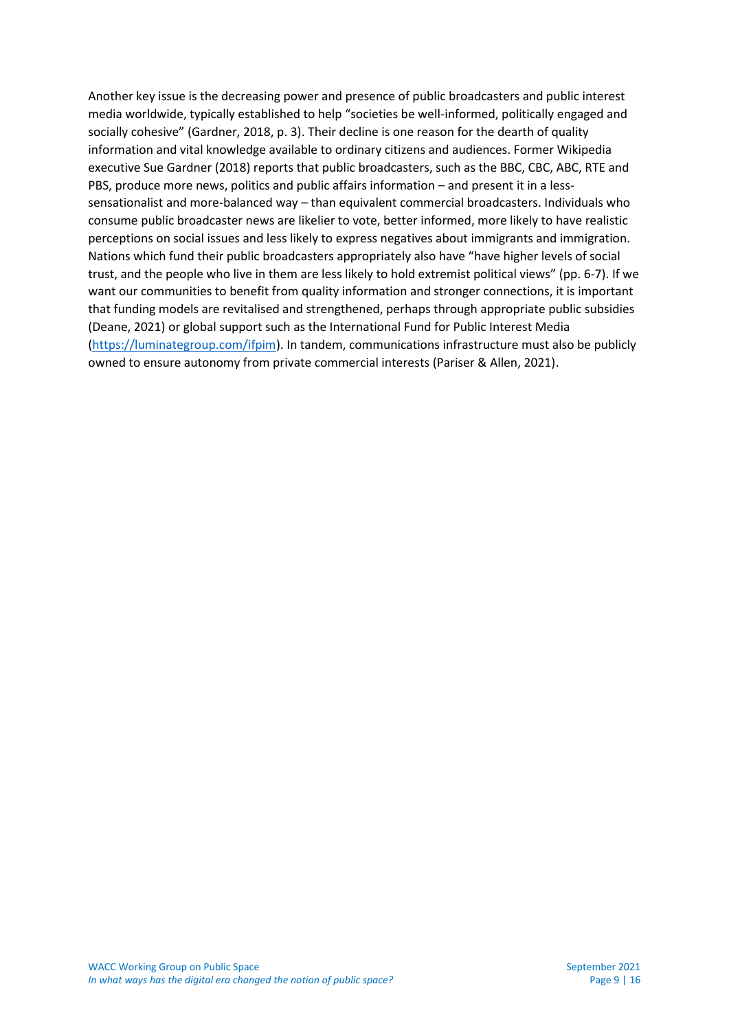Another key issue is the decreasing power and presence of public broadcasters and public interest media worldwide, typically established to help "societies be well-informed, politically engaged and socially cohesive" (Gardner, 2018, p. 3). Their decline is one reason for the dearth of quality information and vital knowledge available to ordinary citizens and audiences. Former Wikipedia executive Sue Gardner (2018) reports that public broadcasters, such as the BBC, CBC, ABC, RTE and PBS, produce more news, politics and public affairs information – and present it in a less-sensationalist and more-balanced way – than equivalent commercial broadcasters. Individuals who consume public broadcaster news are likelier to vote, better informed, more likely to have realistic perceptions on social issues and less likely to express negatives about immigrants and immigration. Nations which fund their public broadcasters appropriately also have "have higher levels of social trust, and the people who live in them are less likely to hold extremist political views" (pp. 6-7). If we want our communities to benefit from quality information and stronger connections, it is important that funding models are revitalised and strengthened, perhaps through appropriate public subsidies (Deane, 2021) or global support such as the International Fund for Public Interest Media (https://luminategroup.com/ifpim). In tandem, communications infrastructure must also be publicly owned to ensure autonomy from private commercial interests (Pariser & Allen, 2021).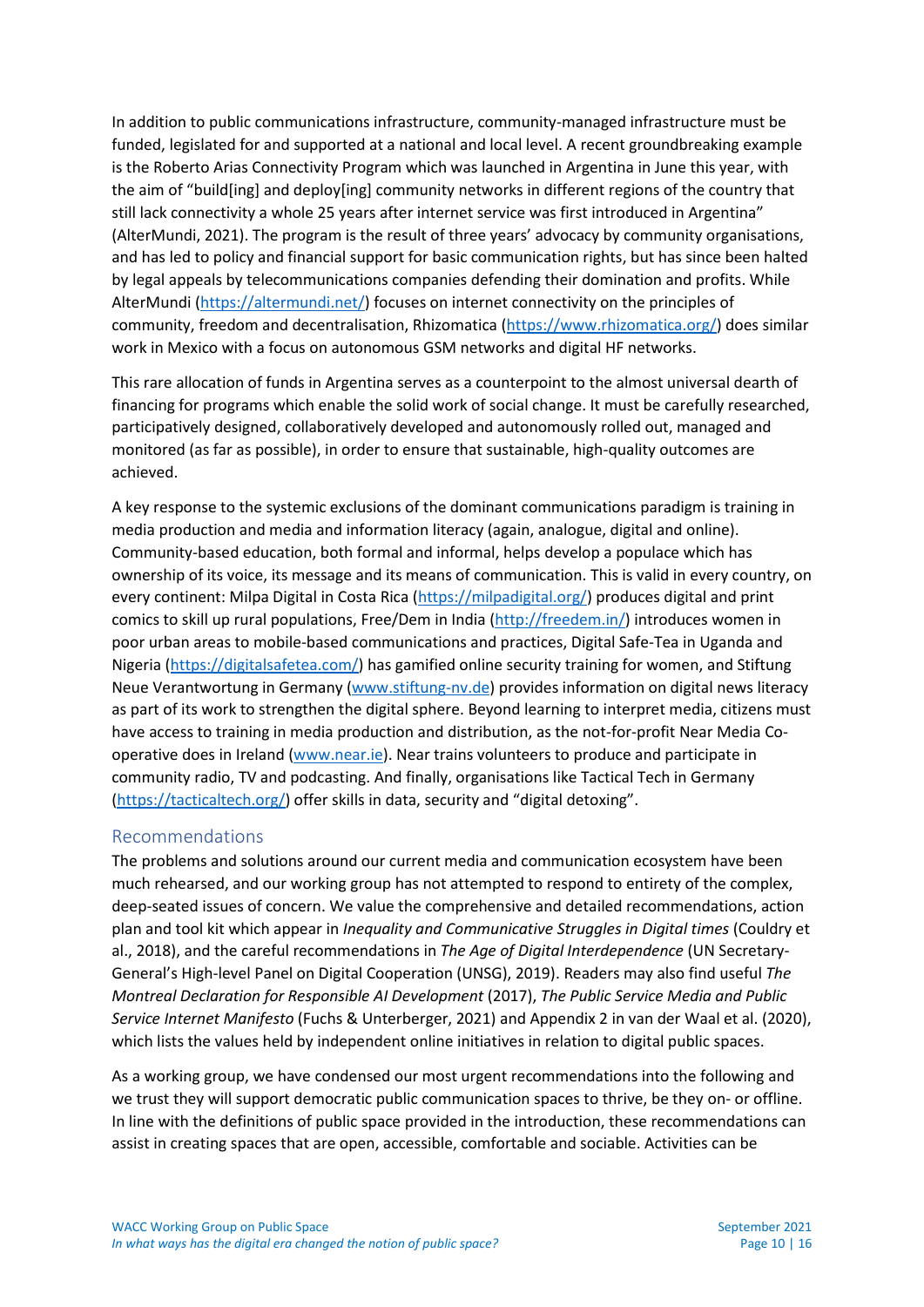In addition to public communications infrastructure, community-managed infrastructure must be funded, legislated for and supported at a national and local level. A recent groundbreaking example is the Roberto Arias Connectivity Program which was launched in Argentina in June this year, with the aim of "build[ing] and deploy[ing] community networks in different regions of the country that still lack connectivity a whole 25 years after internet service was first introduced in Argentina" (AlterMundi, 2021). The program is the result of three years' advocacy by community organisations, and has led to policy and financial support for basic communication rights, but has since been halted by legal appeals by telecommunications companies defending their domination and profits. While AlterMundi (https://altermundi.net/) focuses on internet connectivity on the principles of community, freedom and decentralisation, Rhizomatica (https://www.rhizomatica.org/) does similar work in Mexico with a focus on autonomous GSM networks and digital HF networks.

This rare allocation of funds in Argentina serves as a counterpoint to the almost universal dearth of financing for programs which enable the solid work of social change. It must be carefully researched, participatively designed, collaboratively developed and autonomously rolled out, managed and monitored (as far as possible), in order to ensure that sustainable, high-quality outcomes are achieved.

A key response to the systemic exclusions of the dominant communications paradigm is training in media production and media and information literacy (again, analogue, digital and online). Community-based education, both formal and informal, helps develop a populace which has ownership of its voice, its message and its means of communication. This is valid in every country, on every continent: Milpa Digital in Costa Rica (https://milpadigital.org/) produces digital and print comics to skill up rural populations, Free/Dem in India (http://freedem.in/) introduces women in poor urban areas to mobile-based communications and practices, Digital Safe-Tea in Uganda and Nigeria (https://digitalsafetea.com/) has gamified online security training for women, and Stiftung Neue Verantwortung in Germany (www.stiftung-nv.de) provides information on digital news literacy as part of its work to strengthen the digital sphere. Beyond learning to interpret media, citizens must have access to training in media production and distribution, as the not-for-profit Near Media Co-operative does in Ireland (www.near.ie). Near trains volunteers to produce and participate in community radio, TV and podcasting. And finally, organisations like Tactical Tech in Germany (https://tacticaltech.org/) offer skills in data, security and "digital detoxing".

## Recommendations

The problems and solutions around our current media and communication ecosystem have been much rehearsed, and our working group has not attempted to respond to entirety of the complex, deep-seated issues of concern. We value the comprehensive and detailed recommendations, action plan and tool kit which appear in *Inequality and Communicative Struggles in Digital times* (Couldry et al., 2018), and the careful recommendations in *The Age of Digital Interdependence* (UN Secretary-General's High-level Panel on Digital Cooperation (UNSG), 2019). Readers may also find useful *The Montreal Declaration for Responsible AI Development* (2017), *The Public Service Media and Public Service Internet Manifesto* (Fuchs & Unterberger, 2021) and Appendix 2 in van der Waal et al. (2020), which lists the values held by independent online initiatives in relation to digital public spaces.

As a working group, we have condensed our most urgent recommendations into the following and we trust they will support democratic public communication spaces to thrive, be they on- or offline. In line with the definitions of public space provided in the introduction, these recommendations can assist in creating spaces that are open, accessible, comfortable and sociable. Activities can be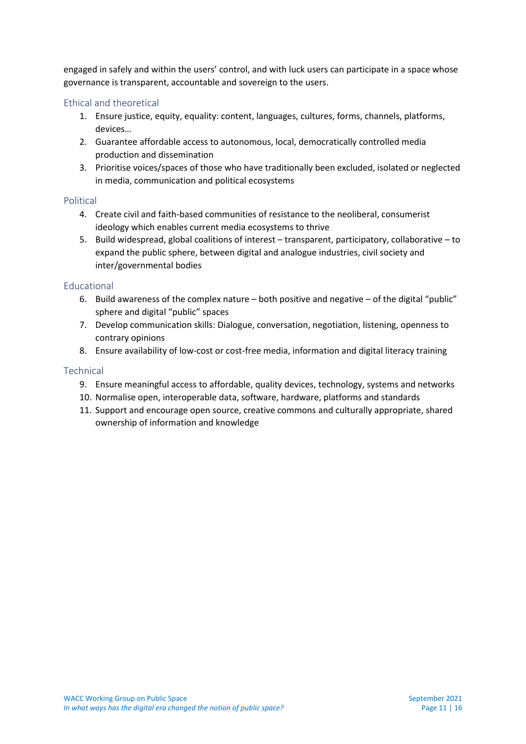engaged in safely and within the users' control, and with luck users can participate in a space whose governance is transparent, accountable and sovereign to the users.

### Ethical and theoretical

1. Ensure justice, equity, equality: content, languages, cultures, forms, channels, platforms, devices…
2. Guarantee affordable access to autonomous, local, democratically controlled media production and dissemination
3. Prioritise voices/spaces of those who have traditionally been excluded, isolated or neglected in media, communication and political ecosystems

### Political

4. Create civil and faith-based communities of resistance to the neoliberal, consumerist ideology which enables current media ecosystems to thrive
5. Build widespread, global coalitions of interest – transparent, participatory, collaborative – to expand the public sphere, between digital and analogue industries, civil society and inter/governmental bodies

### Educational

6. Build awareness of the complex nature – both positive and negative – of the digital "public" sphere and digital "public" spaces
7. Develop communication skills: Dialogue, conversation, negotiation, listening, openness to contrary opinions
8. Ensure availability of low-cost or cost-free media, information and digital literacy training

### Technical

9. Ensure meaningful access to affordable, quality devices, technology, systems and networks
10. Normalise open, interoperable data, software, hardware, platforms and standards
11. Support and encourage open source, creative commons and culturally appropriate, shared ownership of information and knowledge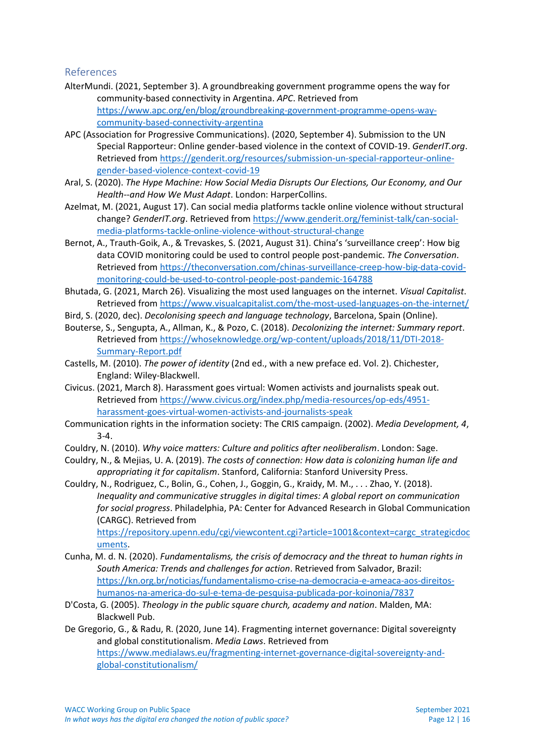## References

AlterMundi. (2021, September 3). A groundbreaking government programme opens the way for community-based connectivity in Argentina. *APC*. Retrieved from https://www.apc.org/en/blog/groundbreaking-government-programme-opens-way-community-based-connectivity-argentina

APC (Association for Progressive Communications). (2020, September 4). Submission to the UN Special Rapporteur: Online gender-based violence in the context of COVID-19. *GenderIT.org*. Retrieved from https://genderit.org/resources/submission-un-special-rapporteur-online-gender-based-violence-context-covid-19

Aral, S. (2020). *The Hype Machine: How Social Media Disrupts Our Elections, Our Economy, and Our Health--and How We Must Adapt*. London: HarperCollins.

Azelmat, M. (2021, August 17). Can social media platforms tackle online violence without structural change? *GenderIT.org*. Retrieved from https://www.genderit.org/feminist-talk/can-social-media-platforms-tackle-online-violence-without-structural-change

Bernot, A., Trauth-Goik, A., & Trevaskes, S. (2021, August 31). China's 'surveillance creep': How big data COVID monitoring could be used to control people post-pandemic. *The Conversation*. Retrieved from https://theconversation.com/chinas-surveillance-creep-how-big-data-covid-monitoring-could-be-used-to-control-people-post-pandemic-164788

Bhutada, G. (2021, March 26). Visualizing the most used languages on the internet. *Visual Capitalist*. Retrieved from https://www.visualcapitalist.com/the-most-used-languages-on-the-internet/

Bird, S. (2020, dec). *Decolonising speech and language technology*, Barcelona, Spain (Online).

Bouterse, S., Sengupta, A., Allman, K., & Pozo, C. (2018). *Decolonizing the internet: Summary report*. Retrieved from https://whoseknowledge.org/wp-content/uploads/2018/11/DTI-2018-Summary-Report.pdf

Castells, M. (2010). *The power of identity* (2nd ed., with a new preface ed. Vol. 2). Chichester, England: Wiley-Blackwell.

Civicus. (2021, March 8). Harassment goes virtual: Women activists and journalists speak out. Retrieved from https://www.civicus.org/index.php/media-resources/op-eds/4951-harassment-goes-virtual-women-activists-and-journalists-speak

Communication rights in the information society: The CRIS campaign. (2002). *Media Development, 4*, 3-4.

Couldry, N. (2010). *Why voice matters: Culture and politics after neoliberalism*. London: Sage.

Couldry, N., & Mejias, U. A. (2019). *The costs of connection: How data is colonizing human life and appropriating it for capitalism*. Stanford, California: Stanford University Press.

Couldry, N., Rodriguez, C., Bolin, G., Cohen, J., Goggin, G., Kraidy, M. M., . . . Zhao, Y. (2018). *Inequality and communicative struggles in digital times: A global report on communication for social progress*. Philadelphia, PA: Center for Advanced Research in Global Communication (CARGC). Retrieved from https://repository.upenn.edu/cgi/viewcontent.cgi?article=1001&context=cargc_strategicdocuments.

Cunha, M. d. N. (2020). *Fundamentalisms, the crisis of democracy and the threat to human rights in South America: Trends and challenges for action*. Retrieved from Salvador, Brazil: https://kn.org.br/noticias/fundamentalismo-crise-na-democracia-e-ameaca-aos-direitos-humanos-na-america-do-sul-e-tema-de-pesquisa-publicada-por-koinonia/7837

D'Costa, G. (2005). *Theology in the public square church, academy and nation*. Malden, MA: Blackwell Pub.

De Gregorio, G., & Radu, R. (2020, June 14). Fragmenting internet governance: Digital sovereignty and global constitutionalism. *Media Laws*. Retrieved from https://www.medialaws.eu/fragmenting-internet-governance-digital-sovereignty-and-global-constitutionalism/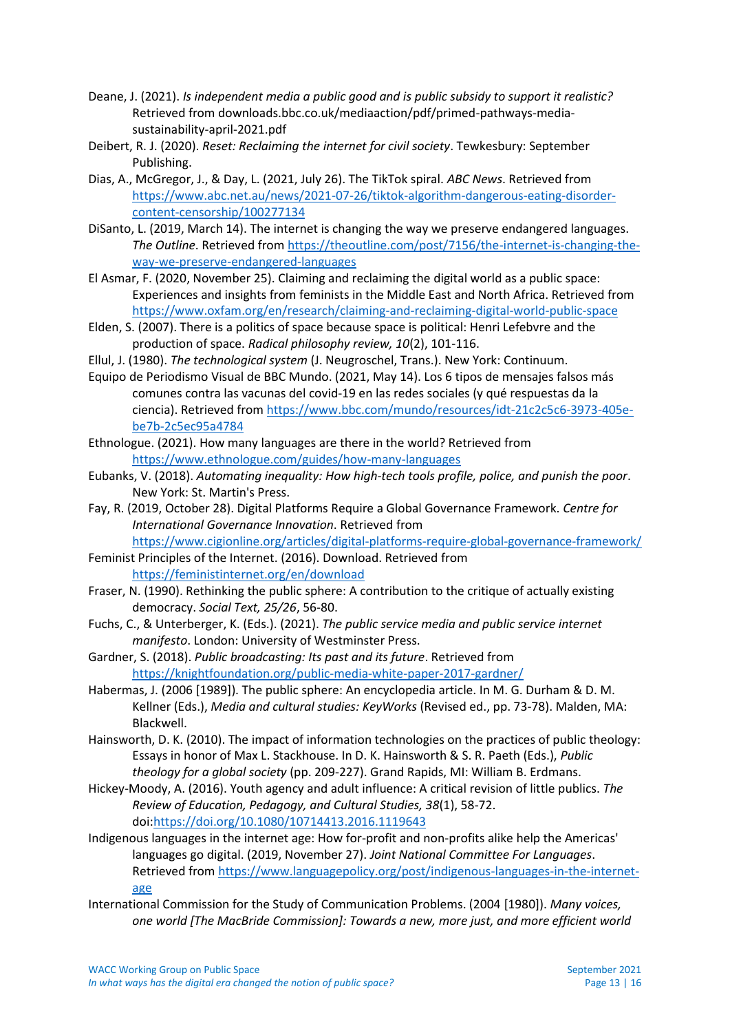Deane, J. (2021). *Is independent media a public good and is public subsidy to support it realistic?* Retrieved from downloads.bbc.co.uk/mediaaction/pdf/primed-pathways-media-sustainability-april-2021.pdf

Deibert, R. J. (2020). *Reset: Reclaiming the internet for civil society*. Tewkesbury: September Publishing.

Dias, A., McGregor, J., & Day, L. (2021, July 26). The TikTok spiral. *ABC News*. Retrieved from https://www.abc.net.au/news/2021-07-26/tiktok-algorithm-dangerous-eating-disorder-content-censorship/100277134

DiSanto, L. (2019, March 14). The internet is changing the way we preserve endangered languages. *The Outline*. Retrieved from https://theoutline.com/post/7156/the-internet-is-changing-the-way-we-preserve-endangered-languages

El Asmar, F. (2020, November 25). Claiming and reclaiming the digital world as a public space: Experiences and insights from feminists in the Middle East and North Africa. Retrieved from https://www.oxfam.org/en/research/claiming-and-reclaiming-digital-world-public-space

Elden, S. (2007). There is a politics of space because space is political: Henri Lefebvre and the production of space. *Radical philosophy review, 10*(2), 101-116.

Ellul, J. (1980). *The technological system* (J. Neugroschel, Trans.). New York: Continuum.

Equipo de Periodismo Visual de BBC Mundo. (2021, May 14). Los 6 tipos de mensajes falsos más comunes contra las vacunas del covid-19 en las redes sociales (y qué respuestas da la ciencia). Retrieved from https://www.bbc.com/mundo/resources/idt-21c2c5c6-3973-405e-be7b-2c5ec95a4784

Ethnologue. (2021). How many languages are there in the world? Retrieved from https://www.ethnologue.com/guides/how-many-languages

Eubanks, V. (2018). *Automating inequality: How high-tech tools profile, police, and punish the poor*. New York: St. Martin's Press.

Fay, R. (2019, October 28). Digital Platforms Require a Global Governance Framework. *Centre for International Governance Innovation*. Retrieved from https://www.cigionline.org/articles/digital-platforms-require-global-governance-framework/

Feminist Principles of the Internet. (2016). Download. Retrieved from https://feministinternet.org/en/download

Fraser, N. (1990). Rethinking the public sphere: A contribution to the critique of actually existing democracy. *Social Text, 25/26*, 56-80.

Fuchs, C., & Unterberger, K. (Eds.). (2021). *The public service media and public service internet manifesto*. London: University of Westminster Press.

Gardner, S. (2018). *Public broadcasting: Its past and its future*. Retrieved from https://knightfoundation.org/public-media-white-paper-2017-gardner/

Habermas, J. (2006 [1989]). The public sphere: An encyclopedia article. In M. G. Durham & D. M. Kellner (Eds.), *Media and cultural studies: KeyWorks* (Revised ed., pp. 73-78). Malden, MA: Blackwell.

Hainsworth, D. K. (2010). The impact of information technologies on the practices of public theology: Essays in honor of Max L. Stackhouse. In D. K. Hainsworth & S. R. Paeth (Eds.), *Public theology for a global society* (pp. 209-227). Grand Rapids, MI: William B. Erdmans.

Hickey-Moody, A. (2016). Youth agency and adult influence: A critical revision of little publics. *The Review of Education, Pedagogy, and Cultural Studies, 38*(1), 58-72. doi:https://doi.org/10.1080/10714413.2016.1119643

Indigenous languages in the internet age: How for-profit and non-profits alike help the Americas' languages go digital. (2019, November 27). *Joint National Committee For Languages*. Retrieved from https://www.languagepolicy.org/post/indigenous-languages-in-the-internet-age

International Commission for the Study of Communication Problems. (2004 [1980]). *Many voices, one world [The MacBride Commission]: Towards a new, more just, and more efficient world*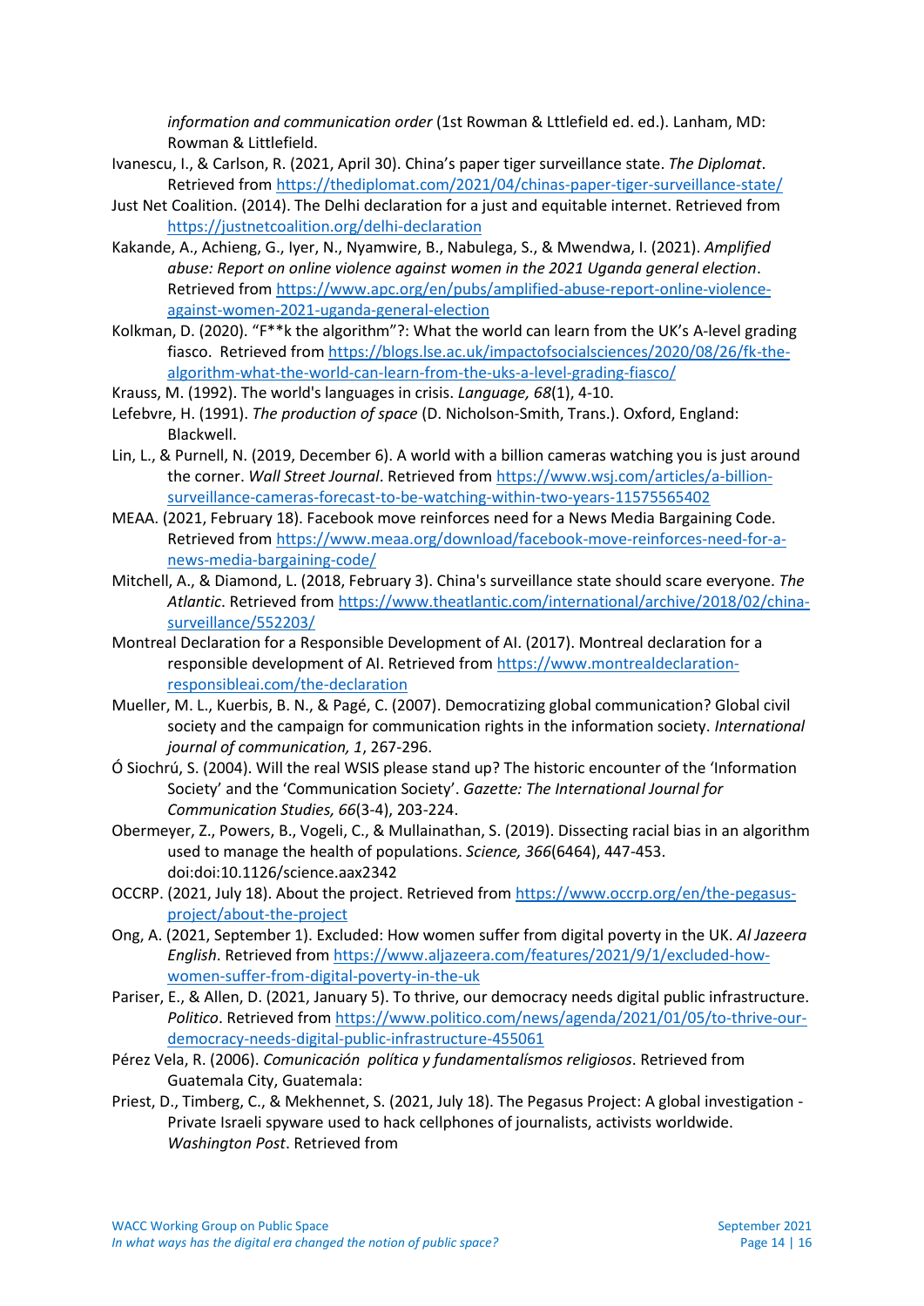*information and communication order* (1st Rowman & Lttlefield ed. ed.). Lanham, MD: Rowman & Littlefield.

Ivanescu, I., & Carlson, R. (2021, April 30). China's paper tiger surveillance state. *The Diplomat*. Retrieved from https://thediplomat.com/2021/04/chinas-paper-tiger-surveillance-state/

Just Net Coalition. (2014). The Delhi declaration for a just and equitable internet. Retrieved from https://justnetcoalition.org/delhi-declaration

Kakande, A., Achieng, G., Iyer, N., Nyamwire, B., Nabulega, S., & Mwendwa, I. (2021). *Amplified abuse: Report on online violence against women in the 2021 Uganda general election*. Retrieved from https://www.apc.org/en/pubs/amplified-abuse-report-online-violence-against-women-2021-uganda-general-election

Kolkman, D. (2020). "F**k the algorithm"?: What the world can learn from the UK's A-level grading fiasco. Retrieved from https://blogs.lse.ac.uk/impactofsocialsciences/2020/08/26/fk-the-algorithm-what-the-world-can-learn-from-the-uks-a-level-grading-fiasco/

Krauss, M. (1992). The world's languages in crisis. *Language, 68*(1), 4-10.

Lefebvre, H. (1991). *The production of space* (D. Nicholson-Smith, Trans.). Oxford, England: Blackwell.

Lin, L., & Purnell, N. (2019, December 6). A world with a billion cameras watching you is just around the corner. *Wall Street Journal*. Retrieved from https://www.wsj.com/articles/a-billion-surveillance-cameras-forecast-to-be-watching-within-two-years-11575565402

MEAA. (2021, February 18). Facebook move reinforces need for a News Media Bargaining Code. Retrieved from https://www.meaa.org/download/facebook-move-reinforces-need-for-a-news-media-bargaining-code/

Mitchell, A., & Diamond, L. (2018, February 3). China's surveillance state should scare everyone. *The Atlantic*. Retrieved from https://www.theatlantic.com/international/archive/2018/02/china-surveillance/552203/

Montreal Declaration for a Responsible Development of AI. (2017). Montreal declaration for a responsible development of AI. Retrieved from https://www.montrealdeclaration-responsibleai.com/the-declaration

Mueller, M. L., Kuerbis, B. N., & Pagé, C. (2007). Democratizing global communication? Global civil society and the campaign for communication rights in the information society. *International journal of communication, 1*, 267-296.

Ó Siochrú, S. (2004). Will the real WSIS please stand up? The historic encounter of the 'Information Society' and the 'Communication Society'. *Gazette: The International Journal for Communication Studies, 66*(3-4), 203-224.

Obermeyer, Z., Powers, B., Vogeli, C., & Mullainathan, S. (2019). Dissecting racial bias in an algorithm used to manage the health of populations. *Science, 366*(6464), 447-453. doi:doi:10.1126/science.aax2342

OCCRP. (2021, July 18). About the project. Retrieved from https://www.occrp.org/en/the-pegasus-project/about-the-project

Ong, A. (2021, September 1). Excluded: How women suffer from digital poverty in the UK. *Al Jazeera English*. Retrieved from https://www.aljazeera.com/features/2021/9/1/excluded-how-women-suffer-from-digital-poverty-in-the-uk

Pariser, E., & Allen, D. (2021, January 5). To thrive, our democracy needs digital public infrastructure. *Politico*. Retrieved from https://www.politico.com/news/agenda/2021/01/05/to-thrive-our-democracy-needs-digital-public-infrastructure-455061

Pérez Vela, R. (2006). *Comunicación política y fundamentalísmos religiosos*. Retrieved from Guatemala City, Guatemala:

Priest, D., Timberg, C., & Mekhennet, S. (2021, July 18). The Pegasus Project: A global investigation - Private Israeli spyware used to hack cellphones of journalists, activists worldwide. *Washington Post*. Retrieved from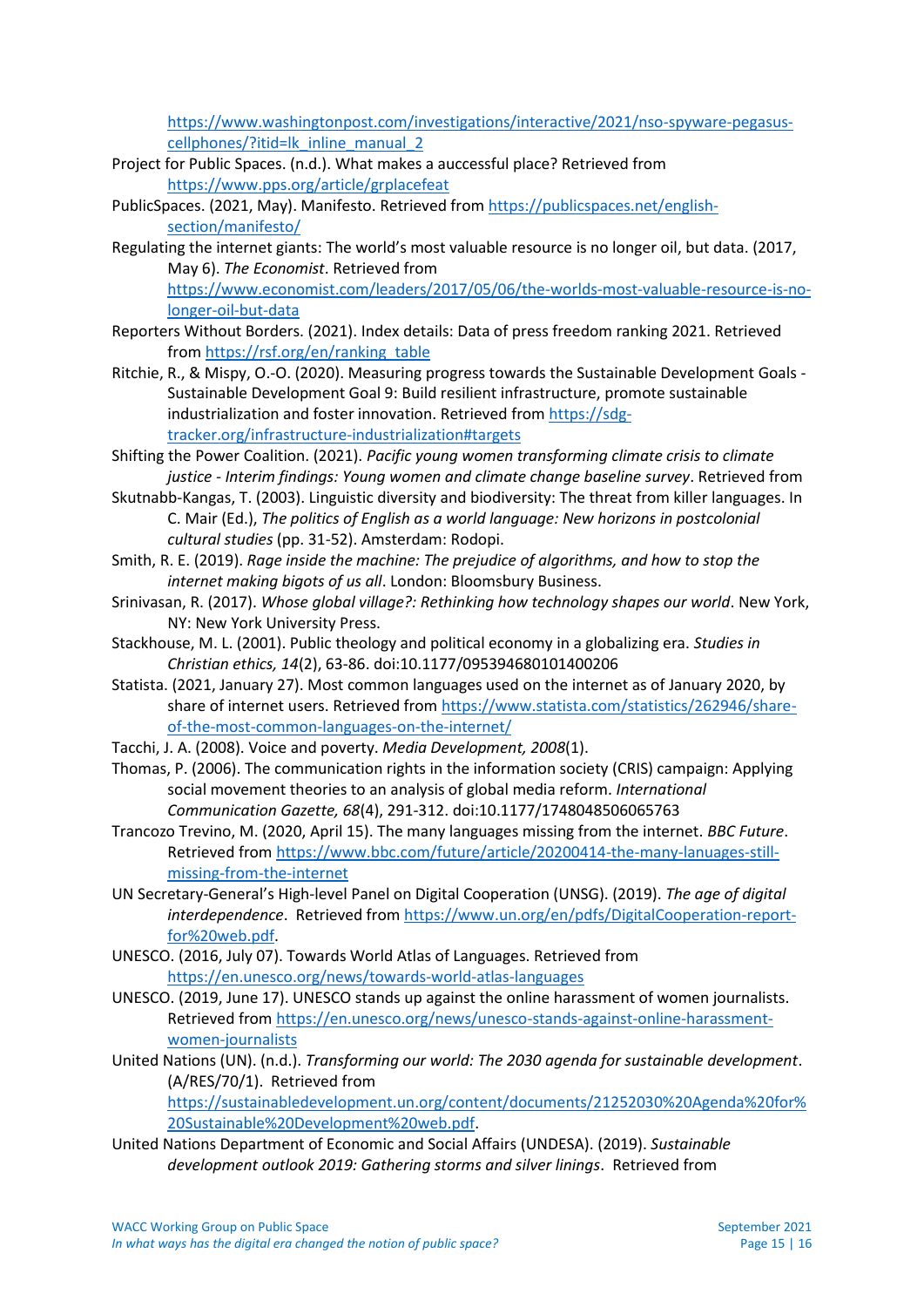https://www.washingtonpost.com/investigations/interactive/2021/nso-spyware-pegasus-cellphones/?itid=lk_inline_manual_2

Project for Public Spaces. (n.d.). What makes a auccessful place? Retrieved from https://www.pps.org/article/grplacefeat

PublicSpaces. (2021, May). Manifesto. Retrieved from https://publicspaces.net/english-section/manifesto/

Regulating the internet giants: The world's most valuable resource is no longer oil, but data. (2017, May 6). *The Economist*. Retrieved from https://www.economist.com/leaders/2017/05/06/the-worlds-most-valuable-resource-is-no-longer-oil-but-data

Reporters Without Borders. (2021). Index details: Data of press freedom ranking 2021. Retrieved from https://rsf.org/en/ranking_table

Ritchie, R., & Mispy, O.-O. (2020). Measuring progress towards the Sustainable Development Goals - Sustainable Development Goal 9: Build resilient infrastructure, promote sustainable industrialization and foster innovation. Retrieved from https://sdg-tracker.org/infrastructure-industrialization#targets

Shifting the Power Coalition. (2021). *Pacific young women transforming climate crisis to climate justice - Interim findings: Young women and climate change baseline survey*. Retrieved from

Skutnabb-Kangas, T. (2003). Linguistic diversity and biodiversity: The threat from killer languages. In C. Mair (Ed.), *The politics of English as a world language: New horizons in postcolonial cultural studies* (pp. 31-52). Amsterdam: Rodopi.

Smith, R. E. (2019). *Rage inside the machine: The prejudice of algorithms, and how to stop the internet making bigots of us all*. London: Bloomsbury Business.

Srinivasan, R. (2017). *Whose global village?: Rethinking how technology shapes our world*. New York, NY: New York University Press.

Stackhouse, M. L. (2001). Public theology and political economy in a globalizing era. *Studies in Christian ethics, 14*(2), 63-86. doi:10.1177/095394680101400206

Statista. (2021, January 27). Most common languages used on the internet as of January 2020, by share of internet users. Retrieved from https://www.statista.com/statistics/262946/share-of-the-most-common-languages-on-the-internet/

Tacchi, J. A. (2008). Voice and poverty. *Media Development, 2008*(1).

Thomas, P. (2006). The communication rights in the information society (CRIS) campaign: Applying social movement theories to an analysis of global media reform. *International Communication Gazette, 68*(4), 291-312. doi:10.1177/1748048506065763

Trancozo Trevino, M. (2020, April 15). The many languages missing from the internet. *BBC Future*. Retrieved from https://www.bbc.com/future/article/20200414-the-many-lanuages-still-missing-from-the-internet

UN Secretary-General's High-level Panel on Digital Cooperation (UNSG). (2019). *The age of digital interdependence*. Retrieved from https://www.un.org/en/pdfs/DigitalCooperation-report-for%20web.pdf.

UNESCO. (2016, July 07). Towards World Atlas of Languages. Retrieved from https://en.unesco.org/news/towards-world-atlas-languages

UNESCO. (2019, June 17). UNESCO stands up against the online harassment of women journalists. Retrieved from https://en.unesco.org/news/unesco-stands-against-online-harassment-women-journalists

United Nations (UN). (n.d.). *Transforming our world: The 2030 agenda for sustainable development*. (A/RES/70/1). Retrieved from https://sustainabledevelopment.un.org/content/documents/21252030%20Agenda%20for%20Sustainable%20Development%20web.pdf.

United Nations Department of Economic and Social Affairs (UNDESA). (2019). *Sustainable development outlook 2019: Gathering storms and silver linings*. Retrieved from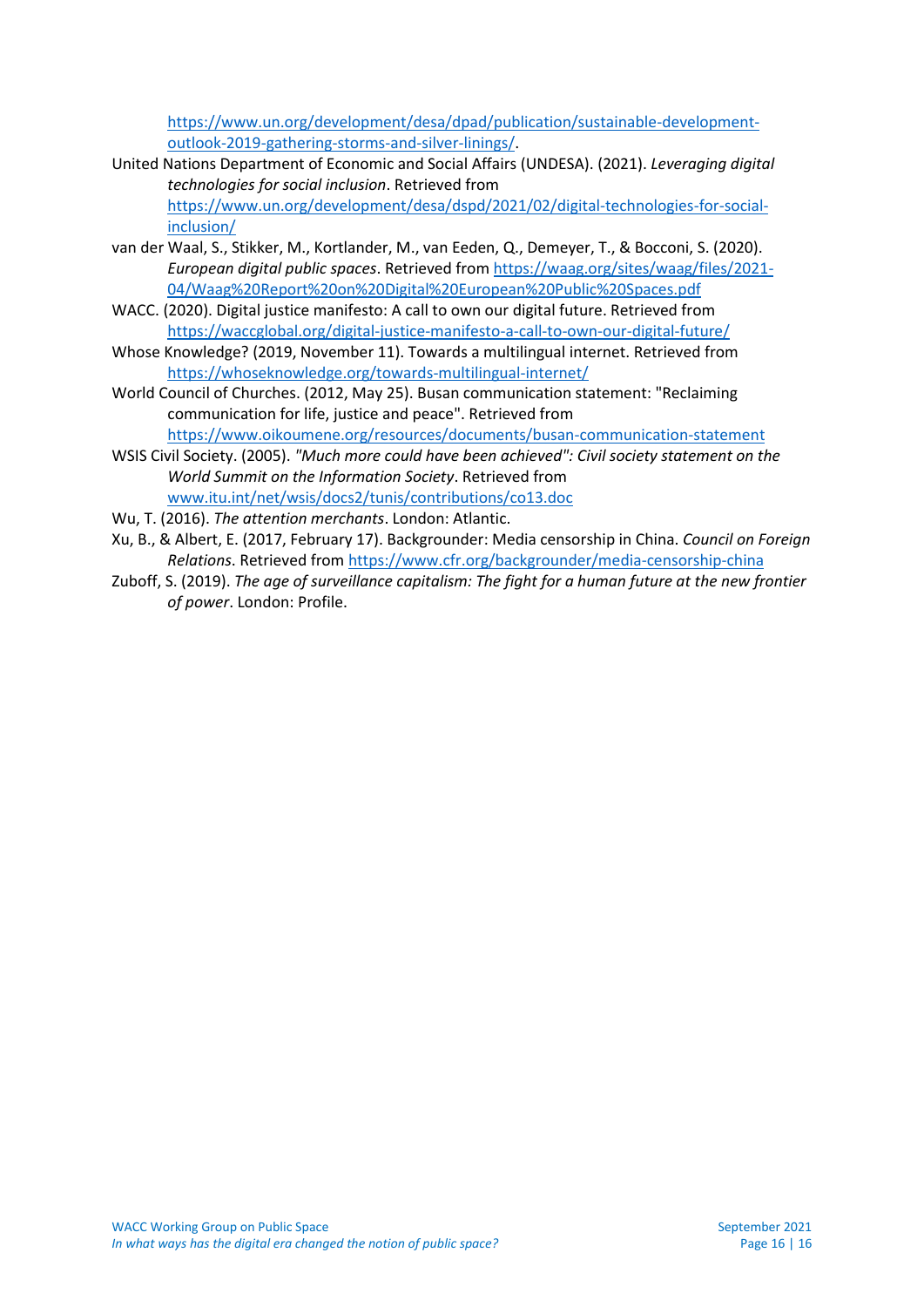https://www.un.org/development/desa/dpad/publication/sustainable-development-outlook-2019-gathering-storms-and-silver-linings/.

United Nations Department of Economic and Social Affairs (UNDESA). (2021). *Leveraging digital technologies for social inclusion*. Retrieved from https://www.un.org/development/desa/dspd/2021/02/digital-technologies-for-social-inclusion/

van der Waal, S., Stikker, M., Kortlander, M., van Eeden, Q., Demeyer, T., & Bocconi, S. (2020). *European digital public spaces*. Retrieved from https://waag.org/sites/waag/files/2021-04/Waag%20Report%20on%20Digital%20European%20Public%20Spaces.pdf

WACC. (2020). Digital justice manifesto: A call to own our digital future. Retrieved from https://waccglobal.org/digital-justice-manifesto-a-call-to-own-our-digital-future/

Whose Knowledge? (2019, November 11). Towards a multilingual internet. Retrieved from https://whoseknowledge.org/towards-multilingual-internet/

World Council of Churches. (2012, May 25). Busan communication statement: "Reclaiming communication for life, justice and peace". Retrieved from https://www.oikoumene.org/resources/documents/busan-communication-statement

WSIS Civil Society. (2005). *"Much more could have been achieved": Civil society statement on the World Summit on the Information Society*. Retrieved from www.itu.int/net/wsis/docs2/tunis/contributions/co13.doc

Wu, T. (2016). *The attention merchants*. London: Atlantic.

Xu, B., & Albert, E. (2017, February 17). Backgrounder: Media censorship in China. *Council on Foreign Relations*. Retrieved from https://www.cfr.org/backgrounder/media-censorship-china

Zuboff, S. (2019). *The age of surveillance capitalism: The fight for a human future at the new frontier of power*. London: Profile.